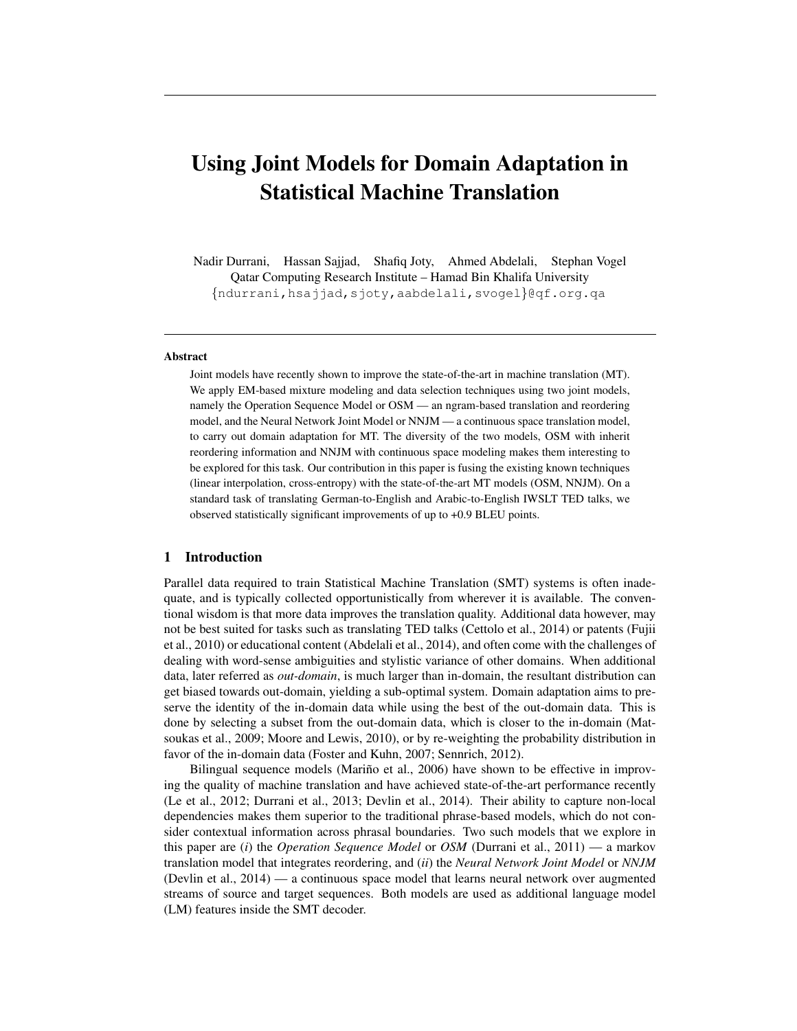# Using Joint Models for Domain Adaptation in Statistical Machine Translation

Nadir Durrani, Hassan Sajjad, Shafiq Joty, Ahmed Abdelali, Stephan Vogel
Qatar Computing Research Institute – Hamad Bin Khalifa University
{ndurrani,hsajjad,sjoty,aabdelali,svogel}@qf.org.qa

## Abstract

Joint models have recently shown to improve the state-of-the-art in machine translation (MT). We apply EM-based mixture modeling and data selection techniques using two joint models, namely the Operation Sequence Model or OSM — an ngram-based translation and reordering model, and the Neural Network Joint Model or NNJM — a continuous space translation model, to carry out domain adaptation for MT. The diversity of the two models, OSM with inherit reordering information and NNJM with continuous space modeling makes them interesting to be explored for this task. Our contribution in this paper is fusing the existing known techniques (linear interpolation, cross-entropy) with the state-of-the-art MT models (OSM, NNJM). On a standard task of translating German-to-English and Arabic-to-English IWSLT TED talks, we observed statistically significant improvements of up to +0.9 BLEU points.

## 1 Introduction

Parallel data required to train Statistical Machine Translation (SMT) systems is often inadequate, and is typically collected opportunistically from wherever it is available. The conventional wisdom is that more data improves the translation quality. Additional data however, may not be best suited for tasks such as translating TED talks (Cettolo et al., 2014) or patents (Fujii et al., 2010) or educational content (Abdelali et al., 2014), and often come with the challenges of dealing with word-sense ambiguities and stylistic variance of other domains. When additional data, later referred as *out-domain*, is much larger than in-domain, the resultant distribution can get biased towards out-domain, yielding a sub-optimal system. Domain adaptation aims to preserve the identity of the in-domain data while using the best of the out-domain data. This is done by selecting a subset from the out-domain data, which is closer to the in-domain (Matsoukas et al., 2009; Moore and Lewis, 2010), or by re-weighting the probability distribution in favor of the in-domain data (Foster and Kuhn, 2007; Sennrich, 2012).

Bilingual sequence models (Mariño et al., 2006) have shown to be effective in improving the quality of machine translation and have achieved state-of-the-art performance recently (Le et al., 2012; Durrani et al., 2013; Devlin et al., 2014). Their ability to capture non-local dependencies makes them superior to the traditional phrase-based models, which do not consider contextual information across phrasal boundaries. Two such models that we explore in this paper are (*i*) the *Operation Sequence Model* or *OSM* (Durrani et al., 2011) — a markov translation model that integrates reordering, and (*ii*) the *Neural Network Joint Model* or *NNJM* (Devlin et al., 2014) — a continuous space model that learns neural network over augmented streams of source and target sequences. Both models are used as additional language model (LM) features inside the SMT decoder.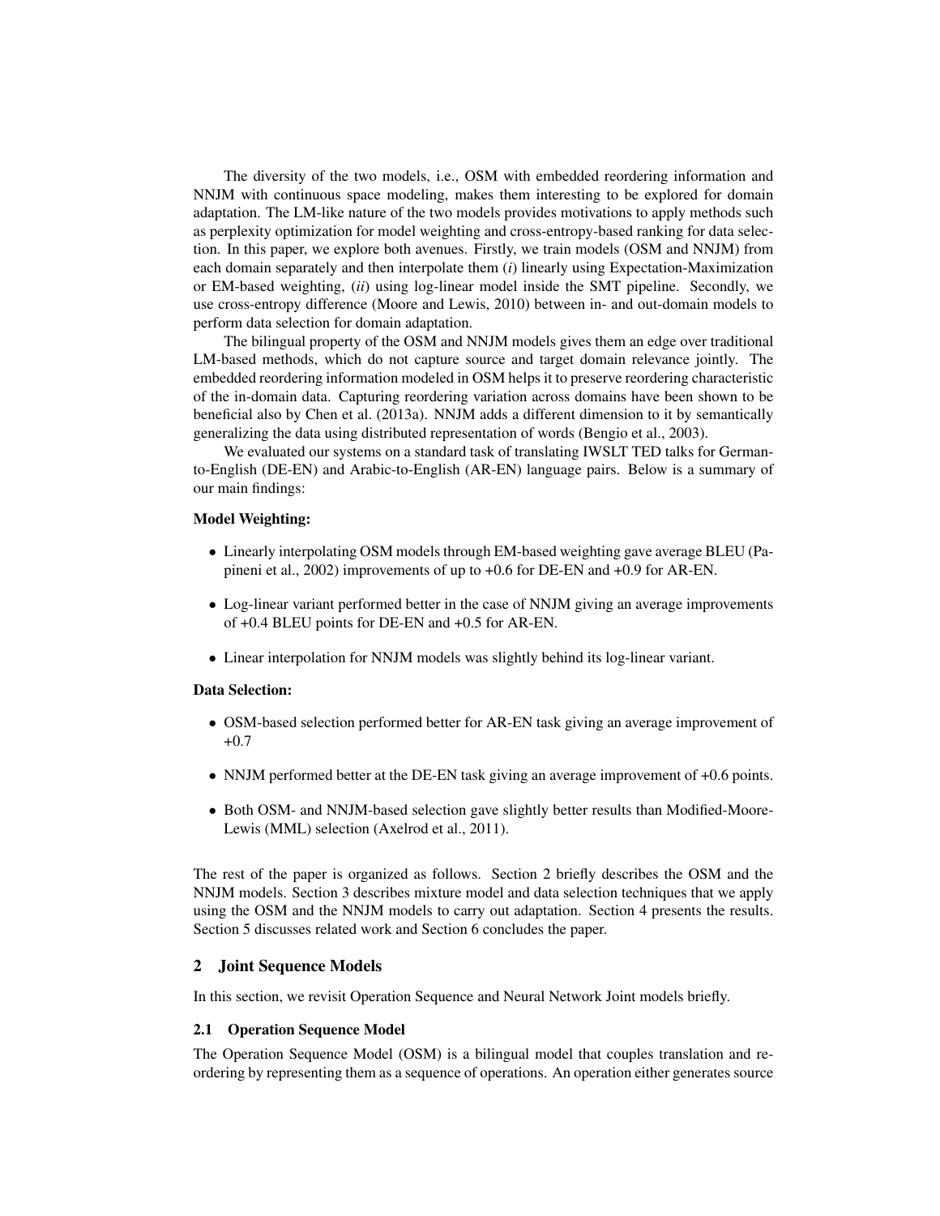The diversity of the two models, i.e., OSM with embedded reordering information and NNJM with continuous space modeling, makes them interesting to be explored for domain adaptation. The LM-like nature of the two models provides motivations to apply methods such as perplexity optimization for model weighting and cross-entropy-based ranking for data selection. In this paper, we explore both avenues. Firstly, we train models (OSM and NNJM) from each domain separately and then interpolate them (*i*) linearly using Expectation-Maximization or EM-based weighting, (*ii*) using log-linear model inside the SMT pipeline. Secondly, we use cross-entropy difference (Moore and Lewis, 2010) between in- and out-domain models to perform data selection for domain adaptation.

The bilingual property of the OSM and NNJM models gives them an edge over traditional LM-based methods, which do not capture source and target domain relevance jointly. The embedded reordering information modeled in OSM helps it to preserve reordering characteristic of the in-domain data. Capturing reordering variation across domains have been shown to be beneficial also by Chen et al. (2013a). NNJM adds a different dimension to it by semantically generalizing the data using distributed representation of words (Bengio et al., 2003).

We evaluated our systems on a standard task of translating IWSLT TED talks for German-to-English (DE-EN) and Arabic-to-English (AR-EN) language pairs. Below is a summary of our main findings:

**Model Weighting:**

- Linearly interpolating OSM models through EM-based weighting gave average BLEU (Papineni et al., 2002) improvements of up to +0.6 for DE-EN and +0.9 for AR-EN.
- Log-linear variant performed better in the case of NNJM giving an average improvements of +0.4 BLEU points for DE-EN and +0.5 for AR-EN.
- Linear interpolation for NNJM models was slightly behind its log-linear variant.

**Data Selection:**

- OSM-based selection performed better for AR-EN task giving an average improvement of +0.7
- NNJM performed better at the DE-EN task giving an average improvement of +0.6 points.
- Both OSM- and NNJM-based selection gave slightly better results than Modified-Moore-Lewis (MML) selection (Axelrod et al., 2011).

The rest of the paper is organized as follows. Section 2 briefly describes the OSM and the NNJM models. Section 3 describes mixture model and data selection techniques that we apply using the OSM and the NNJM models to carry out adaptation. Section 4 presents the results. Section 5 discusses related work and Section 6 concludes the paper.

## 2 Joint Sequence Models

In this section, we revisit Operation Sequence and Neural Network Joint models briefly.

### 2.1 Operation Sequence Model

The Operation Sequence Model (OSM) is a bilingual model that couples translation and reordering by representing them as a sequence of operations. An operation either generates source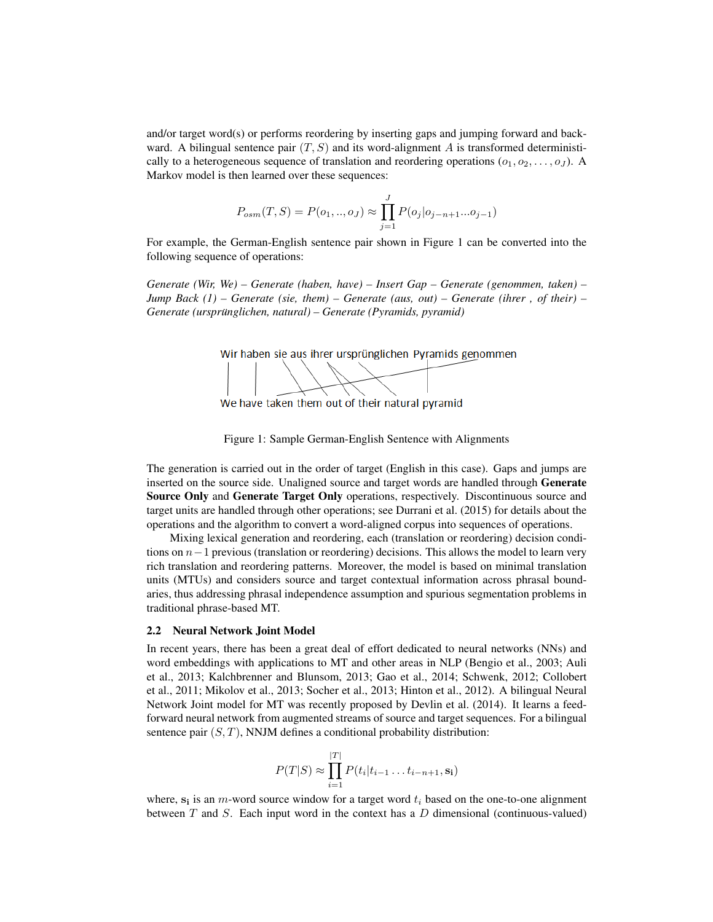and/or target word(s) or performs reordering by inserting gaps and jumping forward and backward. A bilingual sentence pair $(T, S)$ and its word-alignment $A$ is transformed deterministically to a heterogeneous sequence of translation and reordering operations $(o_1, o_2, \ldots, o_J)$. A Markov model is then learned over these sequences:

$$P_{osm}(T, S) = P(o_1, .., o_J) \approx \prod_{j=1}^{J} P(o_j | o_{j-n+1} ... o_{j-1})$$

For example, the German-English sentence pair shown in Figure 1 can be converted into the following sequence of operations:

*Generate (Wir, We) – Generate (haben, have) – Insert Gap – Generate (genommen, taken) – Jump Back (1) – Generate (sie, them) – Generate (aus, out) – Generate (ihrer , of their) – Generate (ursprünglichen, natural) – Generate (Pyramids, pyramid)*

Wir haben sie aus ihrer ursprünglichen Pyramids genommen

We have taken them out of their natural pyramid

Figure 1: Sample German-English Sentence with Alignments

The generation is carried out in the order of target (English in this case). Gaps and jumps are inserted on the source side. Unaligned source and target words are handled through **Generate Source Only** and **Generate Target Only** operations, respectively. Discontinuous source and target units are handled through other operations; see Durrani et al. (2015) for details about the operations and the algorithm to convert a word-aligned corpus into sequences of operations.

Mixing lexical generation and reordering, each (translation or reordering) decision conditions on $n-1$ previous (translation or reordering) decisions. This allows the model to learn very rich translation and reordering patterns. Moreover, the model is based on minimal translation units (MTUs) and considers source and target contextual information across phrasal boundaries, thus addressing phrasal independence assumption and spurious segmentation problems in traditional phrase-based MT.

### 2.2 Neural Network Joint Model

In recent years, there has been a great deal of effort dedicated to neural networks (NNs) and word embeddings with applications to MT and other areas in NLP (Bengio et al., 2003; Auli et al., 2013; Kalchbrenner and Blunsom, 2013; Gao et al., 2014; Schwenk, 2012; Collobert et al., 2011; Mikolov et al., 2013; Socher et al., 2013; Hinton et al., 2012). A bilingual Neural Network Joint model for MT was recently proposed by Devlin et al. (2014). It learns a feed-forward neural network from augmented streams of source and target sequences. For a bilingual sentence pair $(S, T)$, NNJM defines a conditional probability distribution:

$$P(T|S) \approx \prod_{i=1}^{|T|} P(t_i | t_{i-1} \ldots t_{i-n+1}, \mathbf{s_i})$$

where, $\mathbf{s_i}$ is an $m$-word source window for a target word $t_i$ based on the one-to-one alignment between $T$ and $S$. Each input word in the context has a $D$ dimensional (continuous-valued)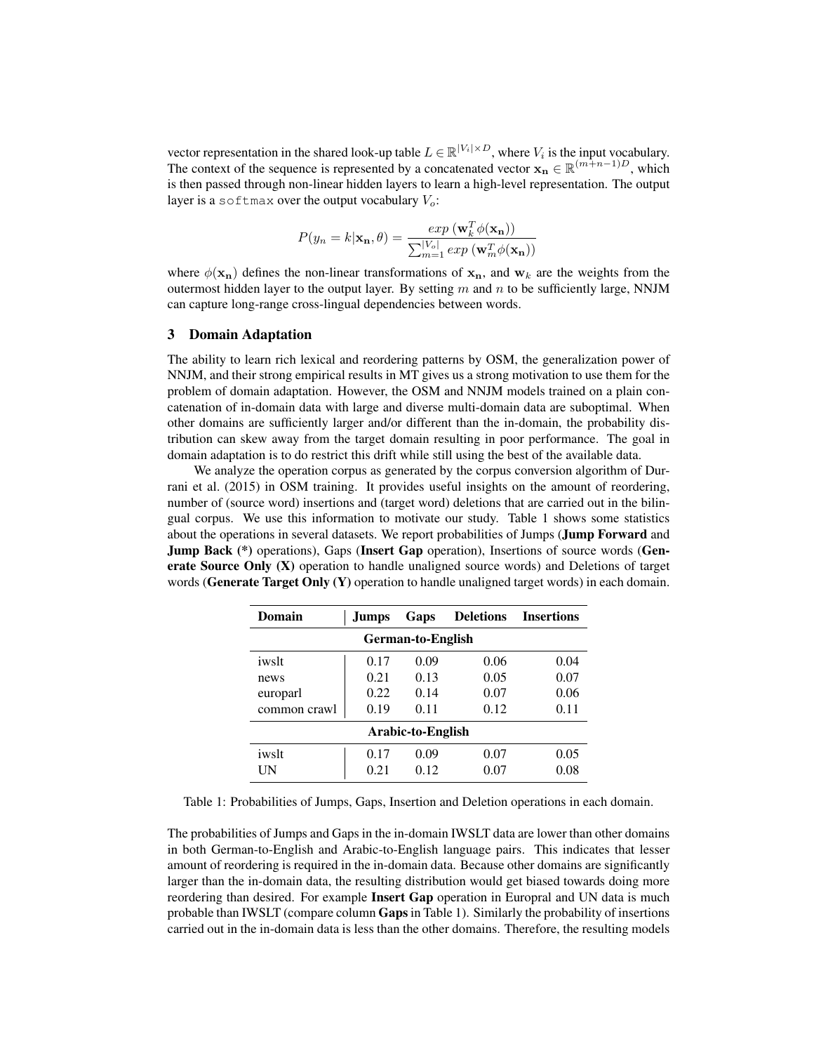vector representation in the shared look-up table $L \in \mathbb{R}^{|V_i| \times D}$, where $V_i$ is the input vocabulary. The context of the sequence is represented by a concatenated vector $\mathbf{x_n} \in \mathbb{R}^{(m+n-1)D}$, which is then passed through non-linear hidden layers to learn a high-level representation. The output layer is a `softmax` over the output vocabulary $V_o$:

$$P(y_n = k | \mathbf{x_n}, \theta) = \frac{exp\ (\mathbf{w}_k^T \phi(\mathbf{x_n}))}{\sum_{m=1}^{|V_o|} exp\ (\mathbf{w}_m^T \phi(\mathbf{x_n}))}$$

where $\phi(\mathbf{x_n})$ defines the non-linear transformations of $\mathbf{x_n}$, and $\mathbf{w}_k$ are the weights from the outermost hidden layer to the output layer. By setting $m$ and $n$ to be sufficiently large, NNJM can capture long-range cross-lingual dependencies between words.

## 3 Domain Adaptation

The ability to learn rich lexical and reordering patterns by OSM, the generalization power of NNJM, and their strong empirical results in MT gives us a strong motivation to use them for the problem of domain adaptation. However, the OSM and NNJM models trained on a plain concatenation of in-domain data with large and diverse multi-domain data are suboptimal. When other domains are sufficiently larger and/or different than the in-domain, the probability distribution can skew away from the target domain resulting in poor performance. The goal in domain adaptation is to do restrict this drift while still using the best of the available data.

We analyze the operation corpus as generated by the corpus conversion algorithm of Durrani et al. (2015) in OSM training. It provides useful insights on the amount of reordering, number of (source word) insertions and (target word) deletions that are carried out in the bilingual corpus. We use this information to motivate our study. Table 1 shows some statistics about the operations in several datasets. We report probabilities of Jumps (**Jump Forward** and **Jump Back (*)** operations), Gaps (**Insert Gap** operation), Insertions of source words (**Generate Source Only (X)** operation to handle unaligned source words) and Deletions of target words (**Generate Target Only (Y)** operation to handle unaligned target words) in each domain.

| Domain | Jumps | Gaps | Deletions | Insertions |
|---|---|---|---|---|
| **German-to-English** | | | | |
| iwslt | 0.17 | 0.09 | 0.06 | 0.04 |
| news | 0.21 | 0.13 | 0.05 | 0.07 |
| europarl | 0.22 | 0.14 | 0.07 | 0.06 |
| common crawl | 0.19 | 0.11 | 0.12 | 0.11 |
| **Arabic-to-English** | | | | |
| iwslt | 0.17 | 0.09 | 0.07 | 0.05 |
| UN | 0.21 | 0.12 | 0.07 | 0.08 |

Table 1: Probabilities of Jumps, Gaps, Insertion and Deletion operations in each domain.

The probabilities of Jumps and Gaps in the in-domain IWSLT data are lower than other domains in both German-to-English and Arabic-to-English language pairs. This indicates that lesser amount of reordering is required in the in-domain data. Because other domains are significantly larger than the in-domain data, the resulting distribution would get biased towards doing more reordering than desired. For example **Insert Gap** operation in Europral and UN data is much probable than IWSLT (compare column **Gaps** in Table 1). Similarly the probability of insertions carried out in the in-domain data is less than the other domains. Therefore, the resulting models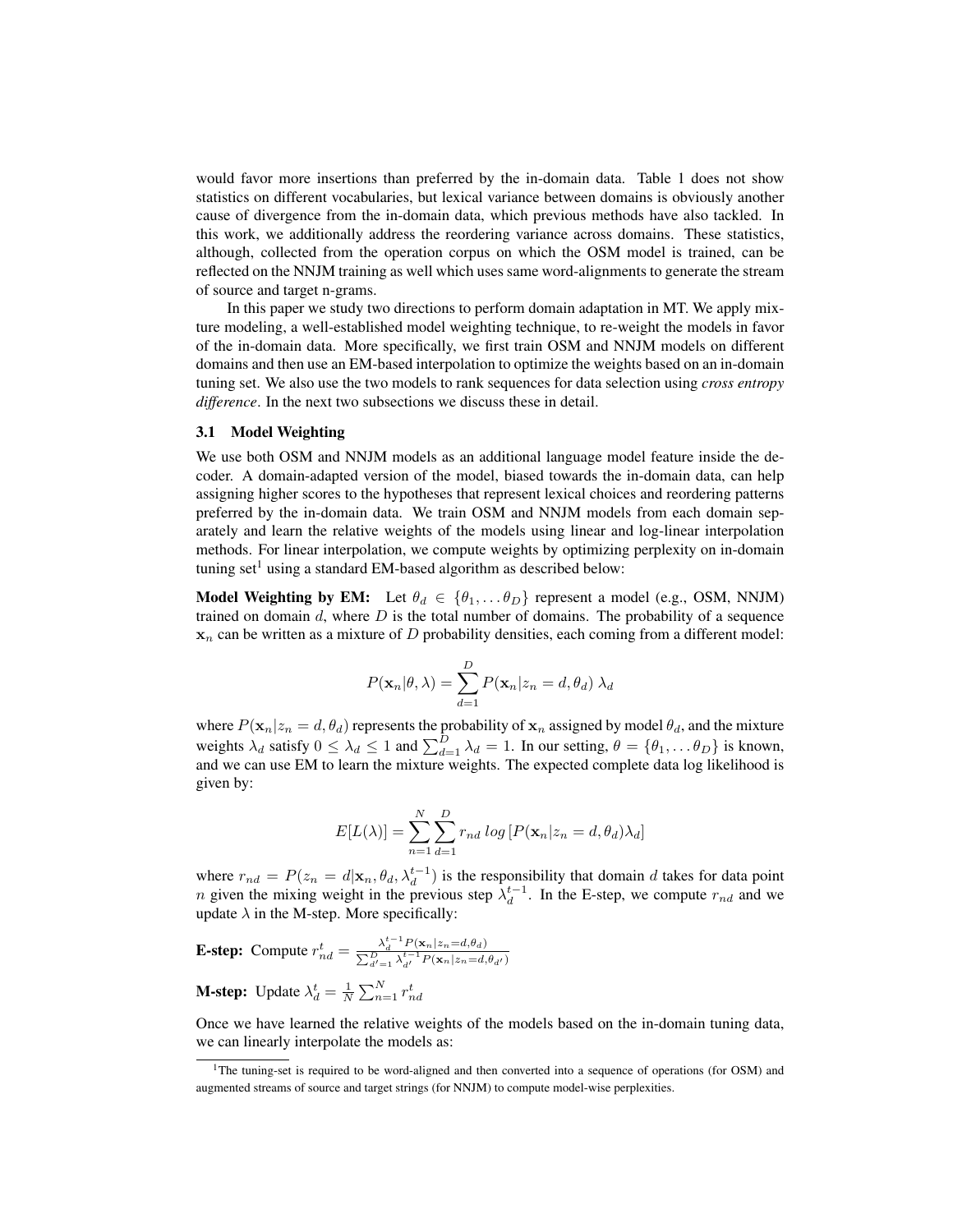would favor more insertions than preferred by the in-domain data. Table 1 does not show statistics on different vocabularies, but lexical variance between domains is obviously another cause of divergence from the in-domain data, which previous methods have also tackled. In this work, we additionally address the reordering variance across domains. These statistics, although, collected from the operation corpus on which the OSM model is trained, can be reflected on the NNJM training as well which uses same word-alignments to generate the stream of source and target n-grams.

In this paper we study two directions to perform domain adaptation in MT. We apply mixture modeling, a well-established model weighting technique, to re-weight the models in favor of the in-domain data. More specifically, we first train OSM and NNJM models on different domains and then use an EM-based interpolation to optimize the weights based on an in-domain tuning set. We also use the two models to rank sequences for data selection using *cross entropy difference*. In the next two subsections we discuss these in detail.

### 3.1 Model Weighting

We use both OSM and NNJM models as an additional language model feature inside the decoder. A domain-adapted version of the model, biased towards the in-domain data, can help assigning higher scores to the hypotheses that represent lexical choices and reordering patterns preferred by the in-domain data. We train OSM and NNJM models from each domain separately and learn the relative weights of the models using linear and log-linear interpolation methods. For linear interpolation, we compute weights by optimizing perplexity on in-domain tuning set[1] using a standard EM-based algorithm as described below:

**Model Weighting by EM:** Let $\theta_d \in \{\theta_1, \ldots \theta_D\}$ represent a model (e.g., OSM, NNJM) trained on domain $d$, where $D$ is the total number of domains. The probability of a sequence $\mathbf{x}_n$ can be written as a mixture of $D$ probability densities, each coming from a different model:

$$P(\mathbf{x}_n|\theta, \lambda) = \sum_{d=1}^{D} P(\mathbf{x}_n|z_n = d, \theta_d)\ \lambda_d$$

where $P(\mathbf{x}_n|z_n = d, \theta_d)$ represents the probability of $\mathbf{x}_n$ assigned by model $\theta_d$, and the mixture weights $\lambda_d$ satisfy $0 \leq \lambda_d \leq 1$ and $\sum_{d=1}^{D} \lambda_d = 1$. In our setting, $\theta = \{\theta_1, \ldots \theta_D\}$ is known, and we can use EM to learn the mixture weights. The expected complete data log likelihood is given by:

$$E[L(\lambda)] = \sum_{n=1}^{N} \sum_{d=1}^{D} r_{nd}\ log\left[P(\mathbf{x}_n|z_n = d, \theta_d)\lambda_d\right]$$

where $r_{nd} = P(z_n = d|\mathbf{x}_n, \theta_d, \lambda_d^{t-1})$ is the responsibility that domain $d$ takes for data point $n$ given the mixing weight in the previous step $\lambda_d^{t-1}$. In the E-step, we compute $r_{nd}$ and we update $\lambda$ in the M-step. More specifically:

**E-step:** Compute $r_{nd}^t = \frac{\lambda_d^{t-1} P(\mathbf{x}_n|z_n=d,\theta_d)}{\sum_{d'=1}^{D} \lambda_{d'}^{t-1} P(\mathbf{x}_n|z_n=d,\theta_{d'})}$

**M-step:** Update $\lambda_d^t = \frac{1}{N} \sum_{n=1}^{N} r_{nd}^t$

Once we have learned the relative weights of the models based on the in-domain tuning data, we can linearly interpolate the models as:

[1] The tuning-set is required to be word-aligned and then converted into a sequence of operations (for OSM) and augmented streams of source and target strings (for NNJM) to compute model-wise perplexities.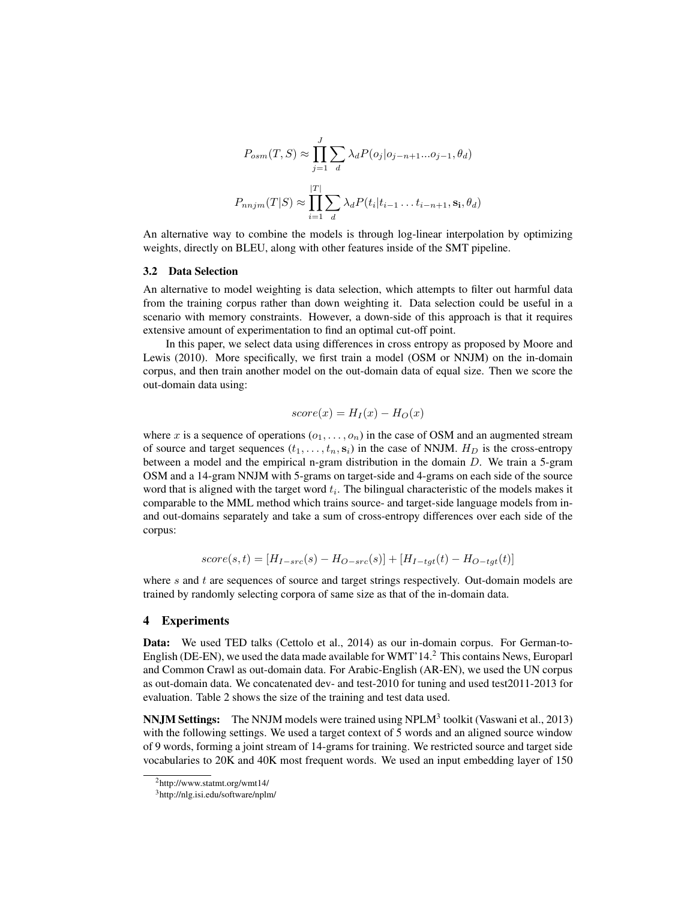$$P_{osm}(T,S) \approx \prod_{j=1}^{J} \sum_{d} \lambda_d P(o_j | o_{j-n+1} ... o_{j-1}, \theta_d)$$

$$P_{nnjm}(T|S) \approx \prod_{i=1}^{|T|} \sum_{d} \lambda_d P(t_i | t_{i-1} \ldots t_{i-n+1}, \mathbf{s_i}, \theta_d)$$

An alternative way to combine the models is through log-linear interpolation by optimizing weights, directly on BLEU, along with other features inside of the SMT pipeline.

### 3.2 Data Selection

An alternative to model weighting is data selection, which attempts to filter out harmful data from the training corpus rather than down weighting it. Data selection could be useful in a scenario with memory constraints. However, a down-side of this approach is that it requires extensive amount of experimentation to find an optimal cut-off point.

In this paper, we select data using differences in cross entropy as proposed by Moore and Lewis (2010). More specifically, we first train a model (OSM or NNJM) on the in-domain corpus, and then train another model on the out-domain data of equal size. Then we score the out-domain data using:

$$score(x) = H_I(x) - H_O(x)$$

where $x$ is a sequence of operations $(o_1, \ldots, o_n)$ in the case of OSM and an augmented stream of source and target sequences $(t_1, \ldots, t_n, \mathbf{s}_i)$ in the case of NNJM. $H_D$ is the cross-entropy between a model and the empirical n-gram distribution in the domain $D$. We train a 5-gram OSM and a 14-gram NNJM with 5-grams on target-side and 4-grams on each side of the source word that is aligned with the target word $t_i$. The bilingual characteristic of the models makes it comparable to the MML method which trains source- and target-side language models from in- and out-domains separately and take a sum of cross-entropy differences over each side of the corpus:

$$score(s,t) = [H_{I-src}(s) - H_{O-src}(s)] + [H_{I-tgt}(t) - H_{O-tgt}(t)]$$

where $s$ and $t$ are sequences of source and target strings respectively. Out-domain models are trained by randomly selecting corpora of same size as that of the in-domain data.

## 4 Experiments

**Data:** We used TED talks (Cettolo et al., 2014) as our in-domain corpus. For German-to-English (DE-EN), we used the data made available for WMT'14.[2] This contains News, Europarl and Common Crawl as out-domain data. For Arabic-English (AR-EN), we used the UN corpus as out-domain data. We concatenated dev- and test-2010 for tuning and used test2011-2013 for evaluation. Table 2 shows the size of the training and test data used.

**NNJM Settings:** The NNJM models were trained using NPLM[3] toolkit (Vaswani et al., 2013) with the following settings. We used a target context of 5 words and an aligned source window of 9 words, forming a joint stream of 14-grams for training. We restricted source and target side vocabularies to 20K and 40K most frequent words. We used an input embedding layer of 150

[2] http://www.statmt.org/wmt14/

[3] http://nlg.isi.edu/software/nplm/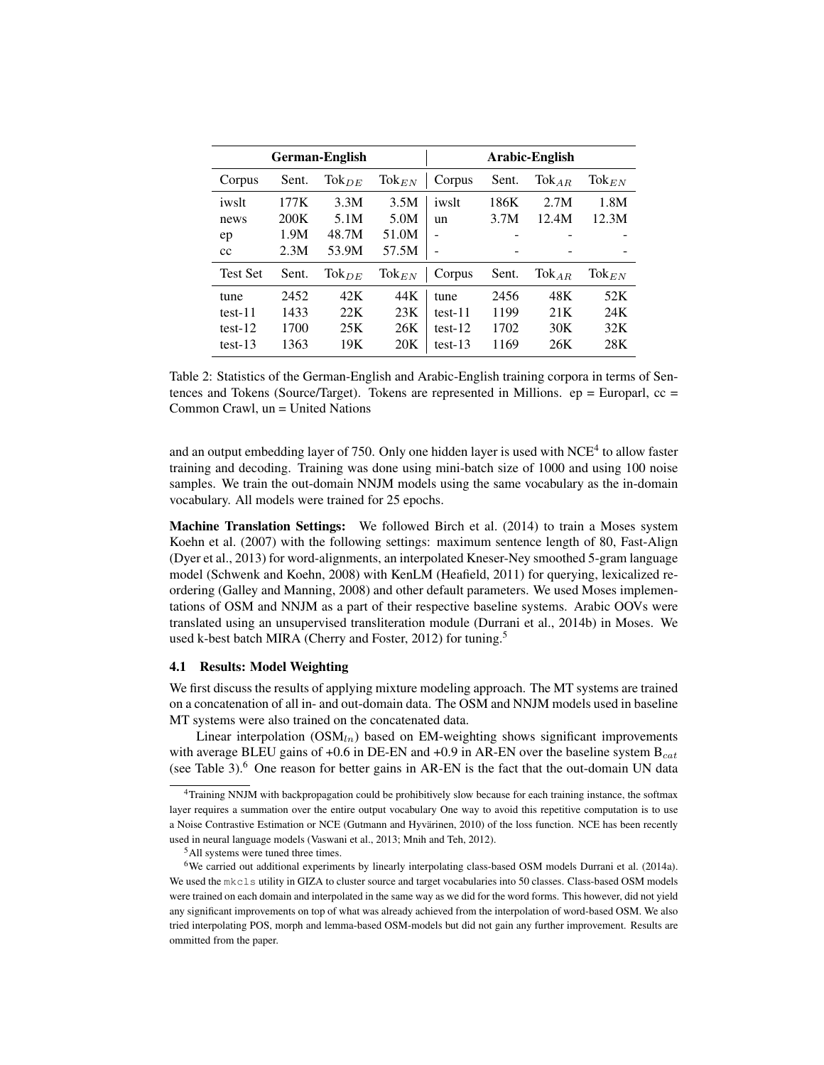| German-English | | | | Arabic-English | | | |
|---|---|---|---|---|---|---|---|
| Corpus | Sent. | $\text{Tok}_{DE}$ | $\text{Tok}_{EN}$ | Corpus | Sent. | $\text{Tok}_{AR}$ | $\text{Tok}_{EN}$ |
| iwslt | 177K | 3.3M | 3.5M | iwslt | 186K | 2.7M | 1.8M |
| news | 200K | 5.1M | 5.0M | un | 3.7M | 12.4M | 12.3M |
| ep | 1.9M | 48.7M | 51.0M | - | - | - | - |
| cc | 2.3M | 53.9M | 57.5M | - | - | - | - |
| Test Set | Sent. | $\text{Tok}_{DE}$ | $\text{Tok}_{EN}$ | Corpus | Sent. | $\text{Tok}_{AR}$ | $\text{Tok}_{EN}$ |
| tune | 2452 | 42K | 44K | tune | 2456 | 48K | 52K |
| test-11 | 1433 | 22K | 23K | test-11 | 1199 | 21K | 24K |
| test-12 | 1700 | 25K | 26K | test-12 | 1702 | 30K | 32K |
| test-13 | 1363 | 19K | 20K | test-13 | 1169 | 26K | 28K |

Table 2: Statistics of the German-English and Arabic-English training corpora in terms of Sentences and Tokens (Source/Target). Tokens are represented in Millions. ep = Europarl, cc = Common Crawl, un = United Nations

and an output embedding layer of 750. Only one hidden layer is used with NCE[4] to allow faster training and decoding. Training was done using mini-batch size of 1000 and using 100 noise samples. We train the out-domain NNJM models using the same vocabulary as the in-domain vocabulary. All models were trained for 25 epochs.

**Machine Translation Settings:** We followed Birch et al. (2014) to train a Moses system Koehn et al. (2007) with the following settings: maximum sentence length of 80, Fast-Align (Dyer et al., 2013) for word-alignments, an interpolated Kneser-Ney smoothed 5-gram language model (Schwenk and Koehn, 2008) with KenLM (Heafield, 2011) for querying, lexicalized reordering (Galley and Manning, 2008) and other default parameters. We used Moses implementations of OSM and NNJM as a part of their respective baseline systems. Arabic OOVs were translated using an unsupervised transliteration module (Durrani et al., 2014b) in Moses. We used k-best batch MIRA (Cherry and Foster, 2012) for tuning.[5]

### 4.1 Results: Model Weighting

We first discuss the results of applying mixture modeling approach. The MT systems are trained on a concatenation of all in- and out-domain data. The OSM and NNJM models used in baseline MT systems were also trained on the concatenated data.

Linear interpolation ($\text{OSM}_{ln}$) based on EM-weighting shows significant improvements with average BLEU gains of +0.6 in DE-EN and +0.9 in AR-EN over the baseline system $\text{B}_{cat}$ (see Table 3).[6] One reason for better gains in AR-EN is the fact that the out-domain UN data

[4]Training NNJM with backpropagation could be prohibitively slow because for each training instance, the softmax layer requires a summation over the entire output vocabulary One way to avoid this repetitive computation is to use a Noise Contrastive Estimation or NCE (Gutmann and Hyvärinen, 2010) of the loss function. NCE has been recently used in neural language models (Vaswani et al., 2013; Mnih and Teh, 2012).

[5]All systems were tuned three times.

[6]We carried out additional experiments by linearly interpolating class-based OSM models Durrani et al. (2014a). We used the `mkcls` utility in GIZA to cluster source and target vocabularies into 50 classes. Class-based OSM models were trained on each domain and interpolated in the same way as we did for the word forms. This however, did not yield any significant improvements on top of what was already achieved from the interpolation of word-based OSM. We also tried interpolating POS, morph and lemma-based OSM-models but did not gain any further improvement. Results are ommitted from the paper.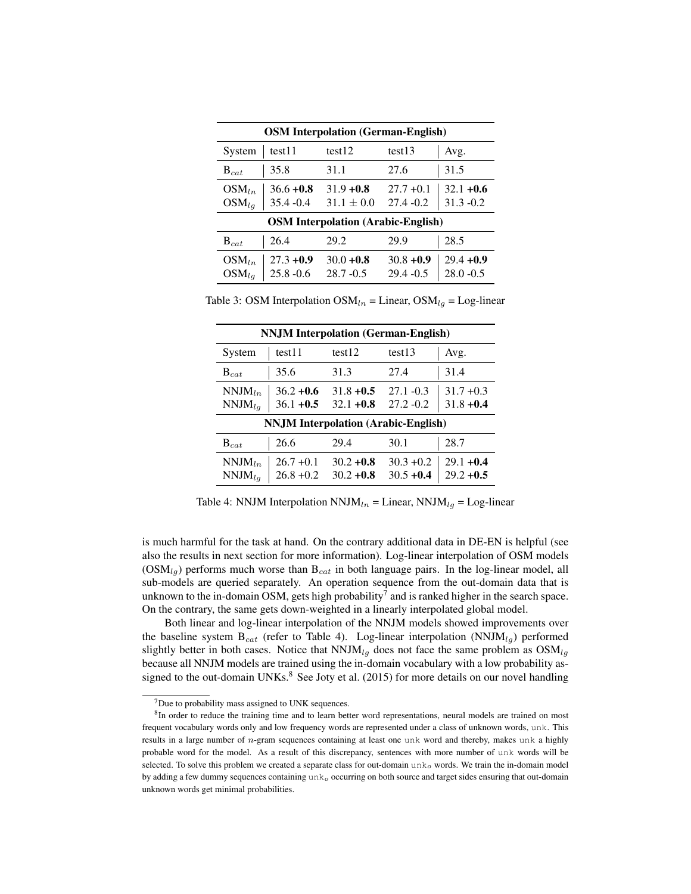| **OSM Interpolation (German-English)** | | | | |
|---|---|---|---|---|
| System | test11 | test12 | test13 | Avg. |
| $B_{cat}$ | 35.8 | 31.1 | 27.6 | 31.5 |
| $OSM_{ln}$ | 36.6 **+0.8** | 31.9 **+0.8** | 27.7 +0.1 | 32.1 **+0.6** |
| $OSM_{lg}$ | 35.4 -0.4 | 31.1 $\pm$ 0.0 | 27.4 -0.2 | 31.3 -0.2 |
| **OSM Interpolation (Arabic-English)** | | | | |
| $B_{cat}$ | 26.4 | 29.2 | 29.9 | 28.5 |
| $OSM_{ln}$ | 27.3 **+0.9** | 30.0 **+0.8** | 30.8 **+0.9** | 29.4 **+0.9** |
| $OSM_{lg}$ | 25.8 -0.6 | 28.7 -0.5 | 29.4 -0.5 | 28.0 -0.5 |

Table 3: OSM Interpolation $OSM_{ln}$ = Linear, $OSM_{lg}$ = Log-linear

| **NNJM Interpolation (German-English)** | | | | |
|---|---|---|---|---|
| System | test11 | test12 | test13 | Avg. |
| $B_{cat}$ | 35.6 | 31.3 | 27.4 | 31.4 |
| $NNJM_{ln}$ | 36.2 **+0.6** | 31.8 **+0.5** | 27.1 -0.3 | 31.7 +0.3 |
| $NNJM_{lg}$ | 36.1 **+0.5** | 32.1 **+0.8** | 27.2 -0.2 | 31.8 **+0.4** |
| **NNJM Interpolation (Arabic-English)** | | | | |
| $B_{cat}$ | 26.6 | 29.4 | 30.1 | 28.7 |
| $NNJM_{ln}$ | 26.7 +0.1 | 30.2 **+0.8** | 30.3 +0.2 | 29.1 **+0.4** |
| $NNJM_{lg}$ | 26.8 +0.2 | 30.2 **+0.8** | 30.5 **+0.4** | 29.2 **+0.5** |

Table 4: NNJM Interpolation $NNJM_{ln}$ = Linear, $NNJM_{lg}$ = Log-linear

is much harmful for the task at hand. On the contrary additional data in DE-EN is helpful (see also the results in next section for more information). Log-linear interpolation of OSM models ($OSM_{lg}$) performs much worse than $B_{cat}$ in both language pairs. In the log-linear model, all sub-models are queried separately. An operation sequence from the out-domain data that is unknown to the in-domain OSM, gets high probability[7] and is ranked higher in the search space. On the contrary, the same gets down-weighted in a linearly interpolated global model.

Both linear and log-linear interpolation of the NNJM models showed improvements over the baseline system $B_{cat}$ (refer to Table 4). Log-linear interpolation ($NNJM_{lg}$) performed slightly better in both cases. Notice that $NNJM_{lg}$ does not face the same problem as $OSM_{lg}$ because all NNJM models are trained using the in-domain vocabulary with a low probability assigned to the out-domain UNKs.[8] See Joty et al. (2015) for more details on our novel handling

[7] Due to probability mass assigned to UNK sequences.

[8] In order to reduce the training time and to learn better word representations, neural models are trained on most frequent vocabulary words only and low frequency words are represented under a class of unknown words, unk. This results in a large number of $n$-gram sequences containing at least one unk word and thereby, makes unk a highly probable word for the model. As a result of this discrepancy, sentences with more number of unk words will be selected. To solve this problem we created a separate class for out-domain $unk_o$ words. We train the in-domain model by adding a few dummy sequences containing $unk_o$ occurring on both source and target sides ensuring that out-domain unknown words get minimal probabilities.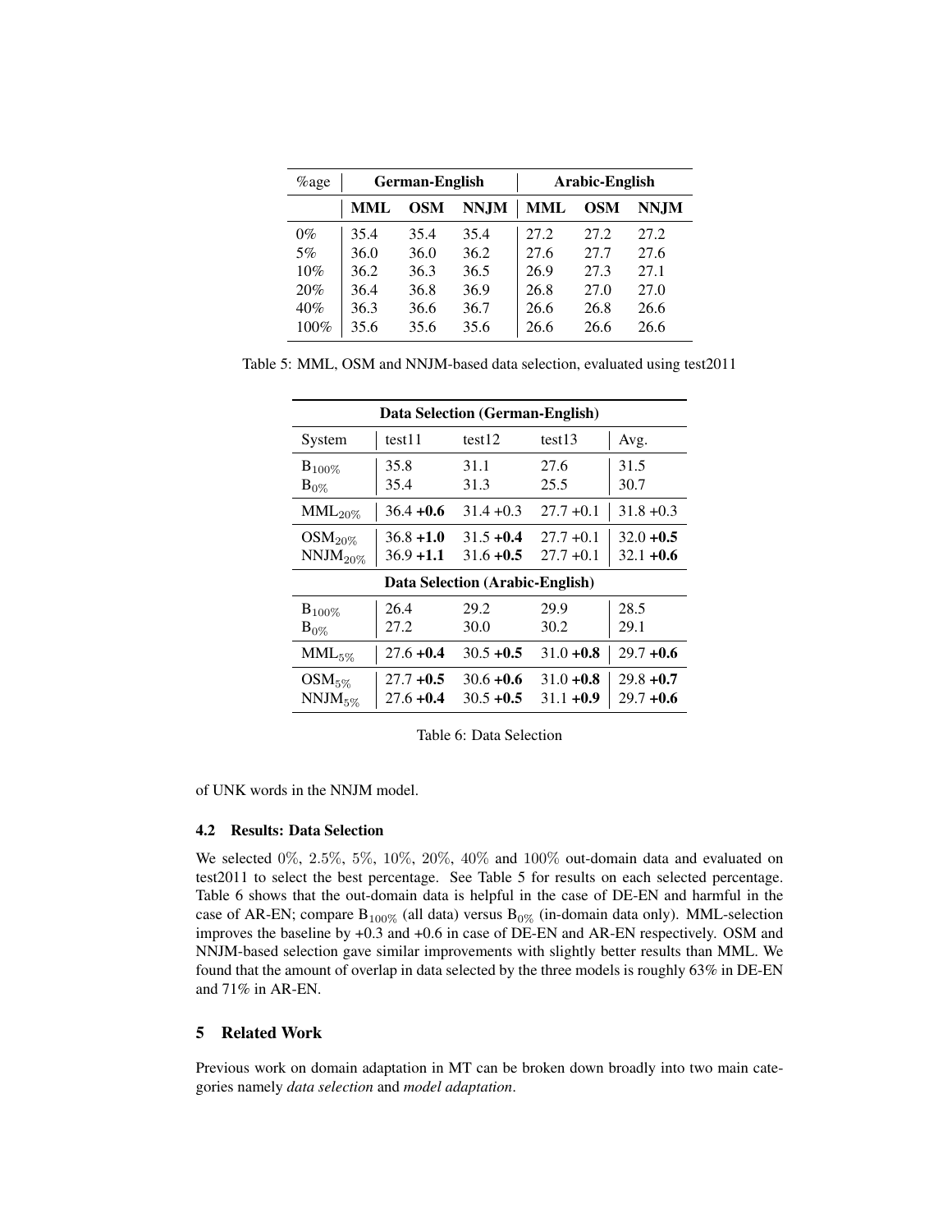| %age | German-English | | | Arabic-English | | |
|---|---|---|---|---|---|---|
| | **MML** | **OSM** | **NNJM** | **MML** | **OSM** | **NNJM** |
| 0% | 35.4 | 35.4 | 35.4 | 27.2 | 27.2 | 27.2 |
| 5% | 36.0 | 36.0 | 36.2 | 27.6 | 27.7 | 27.6 |
| 10% | 36.2 | 36.3 | 36.5 | 26.9 | 27.3 | 27.1 |
| 20% | 36.4 | 36.8 | 36.9 | 26.8 | 27.0 | 27.0 |
| 40% | 36.3 | 36.6 | 36.7 | 26.6 | 26.8 | 26.6 |
| 100% | 35.6 | 35.6 | 35.6 | 26.6 | 26.6 | 26.6 |

Table 5: MML, OSM and NNJM-based data selection, evaluated using test2011

| **Data Selection (German-English)** | | | | |
|---|---|---|---|---|
| System | test11 | test12 | test13 | Avg. |
| $B_{100\%}$ | 35.8 | 31.1 | 27.6 | 31.5 |
| $B_{0\%}$ | 35.4 | 31.3 | 25.5 | 30.7 |
| $MML_{20\%}$ | 36.4 **+0.6** | 31.4 +0.3 | 27.7 +0.1 | 31.8 +0.3 |
| $OSM_{20\%}$ | 36.8 **+1.0** | 31.5 **+0.4** | 27.7 +0.1 | 32.0 **+0.5** |
| $NNJM_{20\%}$ | 36.9 **+1.1** | 31.6 **+0.5** | 27.7 +0.1 | 32.1 **+0.6** |
| **Data Selection (Arabic-English)** | | | | |
| $B_{100\%}$ | 26.4 | 29.2 | 29.9 | 28.5 |
| $B_{0\%}$ | 27.2 | 30.0 | 30.2 | 29.1 |
| $MML_{5\%}$ | 27.6 **+0.4** | 30.5 **+0.5** | 31.0 **+0.8** | 29.7 **+0.6** |
| $OSM_{5\%}$ | 27.7 **+0.5** | 30.6 **+0.6** | 31.0 **+0.8** | 29.8 **+0.7** |
| $NNJM_{5\%}$ | 27.6 **+0.4** | 30.5 **+0.5** | 31.1 **+0.9** | 29.7 **+0.6** |

Table 6: Data Selection

of UNK words in the NNJM model.

### 4.2 Results: Data Selection

We selected 0%, 2.5%, 5%, 10%, 20%, 40% and 100% out-domain data and evaluated on test2011 to select the best percentage. See Table 5 for results on each selected percentage. Table 6 shows that the out-domain data is helpful in the case of DE-EN and harmful in the case of AR-EN; compare $B_{100\%}$ (all data) versus $B_{0\%}$ (in-domain data only). MML-selection improves the baseline by +0.3 and +0.6 in case of DE-EN and AR-EN respectively. OSM and NNJM-based selection gave similar improvements with slightly better results than MML. We found that the amount of overlap in data selected by the three models is roughly 63% in DE-EN and 71% in AR-EN.

## 5 Related Work

Previous work on domain adaptation in MT can be broken down broadly into two main categories namely *data selection* and *model adaptation*.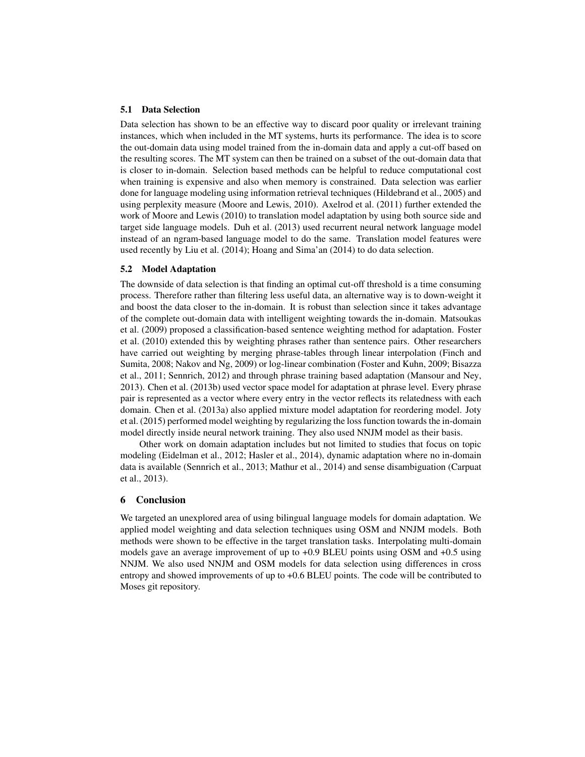### 5.1 Data Selection

Data selection has shown to be an effective way to discard poor quality or irrelevant training instances, which when included in the MT systems, hurts its performance. The idea is to score the out-domain data using model trained from the in-domain data and apply a cut-off based on the resulting scores. The MT system can then be trained on a subset of the out-domain data that is closer to in-domain. Selection based methods can be helpful to reduce computational cost when training is expensive and also when memory is constrained. Data selection was earlier done for language modeling using information retrieval techniques (Hildebrand et al., 2005) and using perplexity measure (Moore and Lewis, 2010). Axelrod et al. (2011) further extended the work of Moore and Lewis (2010) to translation model adaptation by using both source side and target side language models. Duh et al. (2013) used recurrent neural network language model instead of an ngram-based language model to do the same. Translation model features were used recently by Liu et al. (2014); Hoang and Sima'an (2014) to do data selection.

### 5.2 Model Adaptation

The downside of data selection is that finding an optimal cut-off threshold is a time consuming process. Therefore rather than filtering less useful data, an alternative way is to down-weight it and boost the data closer to the in-domain. It is robust than selection since it takes advantage of the complete out-domain data with intelligent weighting towards the in-domain. Matsoukas et al. (2009) proposed a classification-based sentence weighting method for adaptation. Foster et al. (2010) extended this by weighting phrases rather than sentence pairs. Other researchers have carried out weighting by merging phrase-tables through linear interpolation (Finch and Sumita, 2008; Nakov and Ng, 2009) or log-linear combination (Foster and Kuhn, 2009; Bisazza et al., 2011; Sennrich, 2012) and through phrase training based adaptation (Mansour and Ney, 2013). Chen et al. (2013b) used vector space model for adaptation at phrase level. Every phrase pair is represented as a vector where every entry in the vector reflects its relatedness with each domain. Chen et al. (2013a) also applied mixture model adaptation for reordering model. Joty et al. (2015) performed model weighting by regularizing the loss function towards the in-domain model directly inside neural network training. They also used NNJM model as their basis.

Other work on domain adaptation includes but not limited to studies that focus on topic modeling (Eidelman et al., 2012; Hasler et al., 2014), dynamic adaptation where no in-domain data is available (Sennrich et al., 2013; Mathur et al., 2014) and sense disambiguation (Carpuat et al., 2013).

## 6 Conclusion

We targeted an unexplored area of using bilingual language models for domain adaptation. We applied model weighting and data selection techniques using OSM and NNJM models. Both methods were shown to be effective in the target translation tasks. Interpolating multi-domain models gave an average improvement of up to +0.9 BLEU points using OSM and +0.5 using NNJM. We also used NNJM and OSM models for data selection using differences in cross entropy and showed improvements of up to +0.6 BLEU points. The code will be contributed to Moses git repository.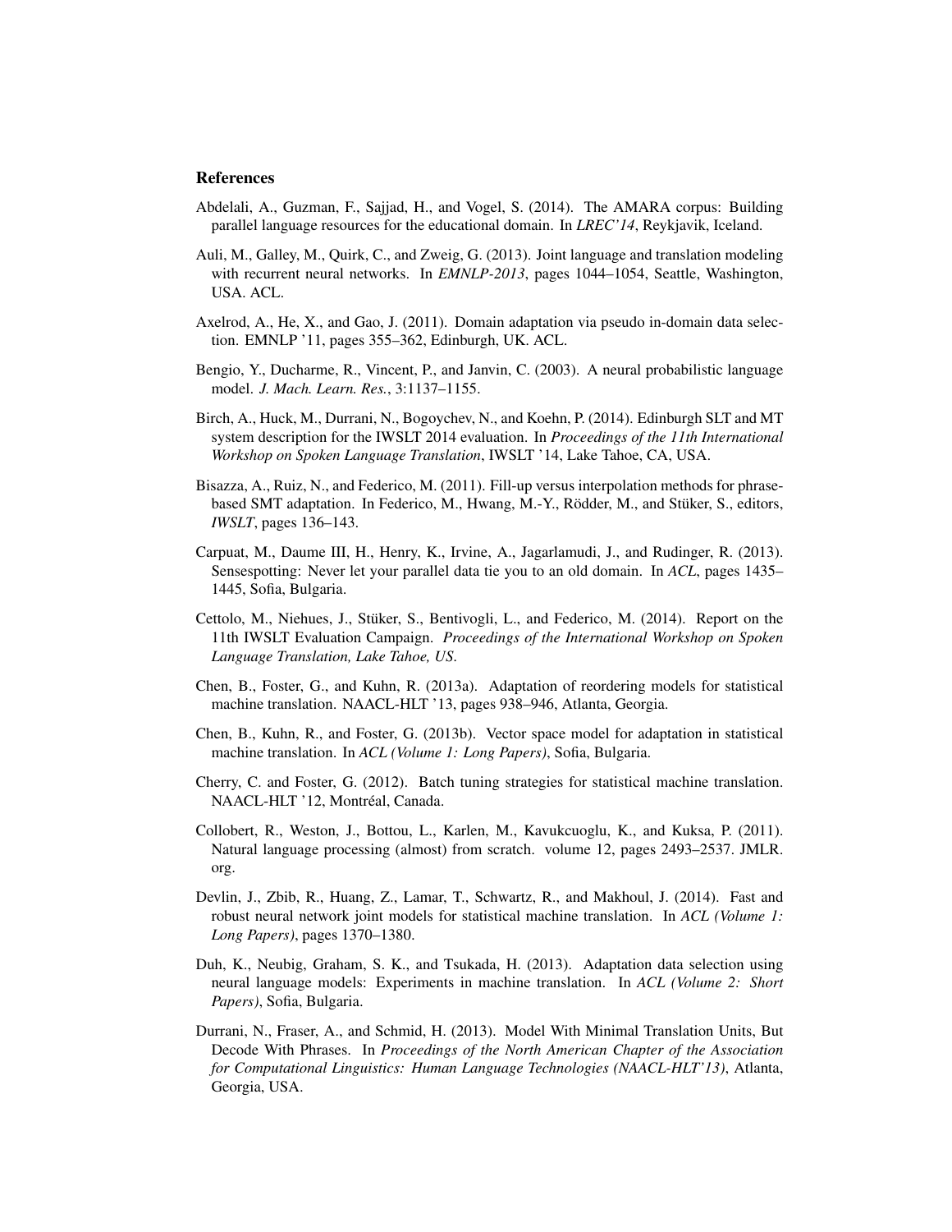## References

Abdelali, A., Guzman, F., Sajjad, H., and Vogel, S. (2014). The AMARA corpus: Building parallel language resources for the educational domain. In *LREC'14*, Reykjavik, Iceland.

Auli, M., Galley, M., Quirk, C., and Zweig, G. (2013). Joint language and translation modeling with recurrent neural networks. In *EMNLP-2013*, pages 1044–1054, Seattle, Washington, USA. ACL.

Axelrod, A., He, X., and Gao, J. (2011). Domain adaptation via pseudo in-domain data selection. EMNLP '11, pages 355–362, Edinburgh, UK. ACL.

Bengio, Y., Ducharme, R., Vincent, P., and Janvin, C. (2003). A neural probabilistic language model. *J. Mach. Learn. Res.*, 3:1137–1155.

Birch, A., Huck, M., Durrani, N., Bogoychev, N., and Koehn, P. (2014). Edinburgh SLT and MT system description for the IWSLT 2014 evaluation. In *Proceedings of the 11th International Workshop on Spoken Language Translation*, IWSLT '14, Lake Tahoe, CA, USA.

Bisazza, A., Ruiz, N., and Federico, M. (2011). Fill-up versus interpolation methods for phrase-based SMT adaptation. In Federico, M., Hwang, M.-Y., Rödder, M., and Stüker, S., editors, *IWSLT*, pages 136–143.

Carpuat, M., Daume III, H., Henry, K., Irvine, A., Jagarlamudi, J., and Rudinger, R. (2013). Sensespotting: Never let your parallel data tie you to an old domain. In *ACL*, pages 1435–1445, Sofia, Bulgaria.

Cettolo, M., Niehues, J., Stüker, S., Bentivogli, L., and Federico, M. (2014). Report on the 11th IWSLT Evaluation Campaign. *Proceedings of the International Workshop on Spoken Language Translation, Lake Tahoe, US*.

Chen, B., Foster, G., and Kuhn, R. (2013a). Adaptation of reordering models for statistical machine translation. NAACL-HLT '13, pages 938–946, Atlanta, Georgia.

Chen, B., Kuhn, R., and Foster, G. (2013b). Vector space model for adaptation in statistical machine translation. In *ACL (Volume 1: Long Papers)*, Sofia, Bulgaria.

Cherry, C. and Foster, G. (2012). Batch tuning strategies for statistical machine translation. NAACL-HLT '12, Montréal, Canada.

Collobert, R., Weston, J., Bottou, L., Karlen, M., Kavukcuoglu, K., and Kuksa, P. (2011). Natural language processing (almost) from scratch. volume 12, pages 2493–2537. JMLR. org.

Devlin, J., Zbib, R., Huang, Z., Lamar, T., Schwartz, R., and Makhoul, J. (2014). Fast and robust neural network joint models for statistical machine translation. In *ACL (Volume 1: Long Papers)*, pages 1370–1380.

Duh, K., Neubig, Graham, S. K., and Tsukada, H. (2013). Adaptation data selection using neural language models: Experiments in machine translation. In *ACL (Volume 2: Short Papers)*, Sofia, Bulgaria.

Durrani, N., Fraser, A., and Schmid, H. (2013). Model With Minimal Translation Units, But Decode With Phrases. In *Proceedings of the North American Chapter of the Association for Computational Linguistics: Human Language Technologies (NAACL-HLT'13)*, Atlanta, Georgia, USA.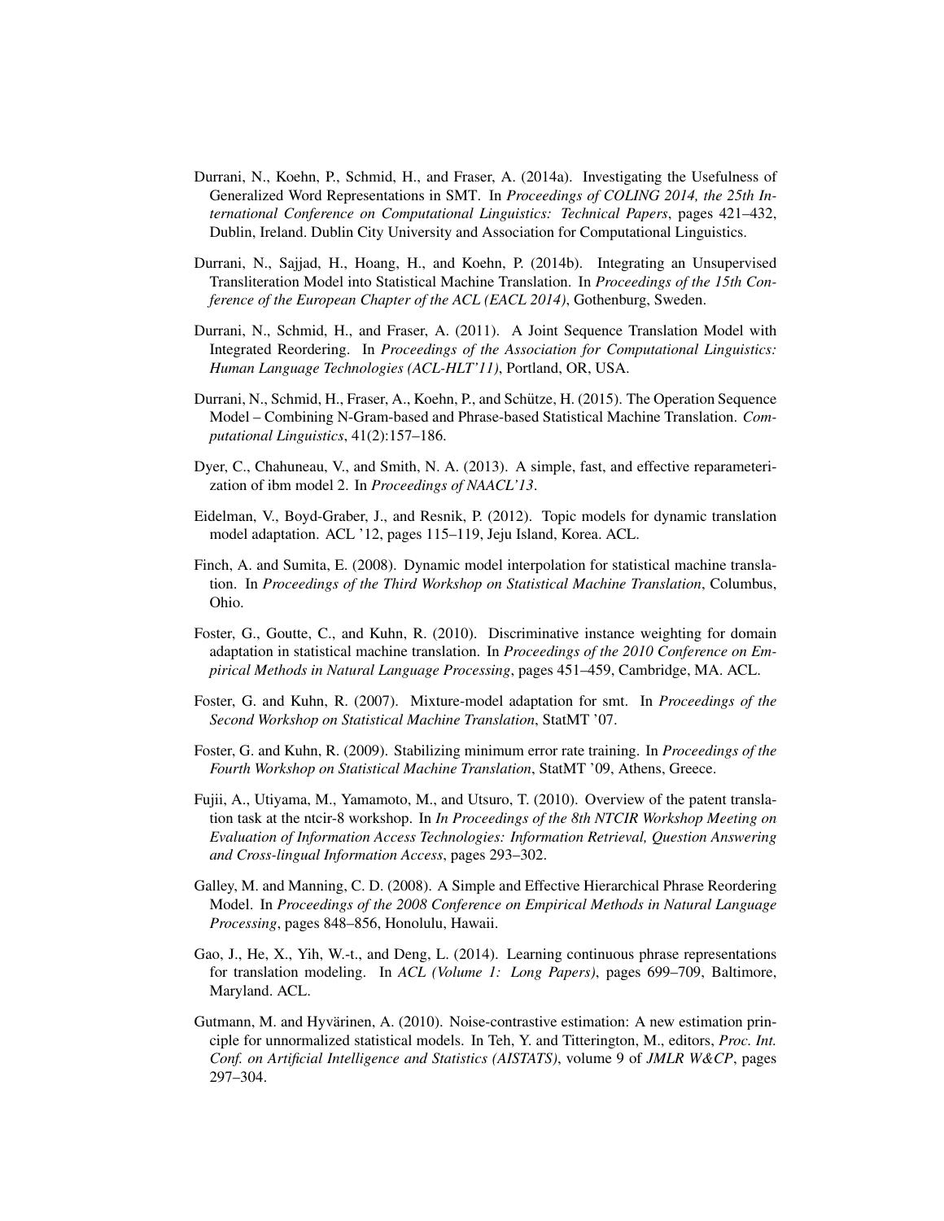Durrani, N., Koehn, P., Schmid, H., and Fraser, A. (2014a). Investigating the Usefulness of Generalized Word Representations in SMT. In *Proceedings of COLING 2014, the 25th International Conference on Computational Linguistics: Technical Papers*, pages 421–432, Dublin, Ireland. Dublin City University and Association for Computational Linguistics.

Durrani, N., Sajjad, H., Hoang, H., and Koehn, P. (2014b). Integrating an Unsupervised Transliteration Model into Statistical Machine Translation. In *Proceedings of the 15th Conference of the European Chapter of the ACL (EACL 2014)*, Gothenburg, Sweden.

Durrani, N., Schmid, H., and Fraser, A. (2011). A Joint Sequence Translation Model with Integrated Reordering. In *Proceedings of the Association for Computational Linguistics: Human Language Technologies (ACL-HLT'11)*, Portland, OR, USA.

Durrani, N., Schmid, H., Fraser, A., Koehn, P., and Schütze, H. (2015). The Operation Sequence Model – Combining N-Gram-based and Phrase-based Statistical Machine Translation. *Computational Linguistics*, 41(2):157–186.

Dyer, C., Chahuneau, V., and Smith, N. A. (2013). A simple, fast, and effective reparameterization of ibm model 2. In *Proceedings of NAACL'13*.

Eidelman, V., Boyd-Graber, J., and Resnik, P. (2012). Topic models for dynamic translation model adaptation. ACL '12, pages 115–119, Jeju Island, Korea. ACL.

Finch, A. and Sumita, E. (2008). Dynamic model interpolation for statistical machine translation. In *Proceedings of the Third Workshop on Statistical Machine Translation*, Columbus, Ohio.

Foster, G., Goutte, C., and Kuhn, R. (2010). Discriminative instance weighting for domain adaptation in statistical machine translation. In *Proceedings of the 2010 Conference on Empirical Methods in Natural Language Processing*, pages 451–459, Cambridge, MA. ACL.

Foster, G. and Kuhn, R. (2007). Mixture-model adaptation for smt. In *Proceedings of the Second Workshop on Statistical Machine Translation*, StatMT '07.

Foster, G. and Kuhn, R. (2009). Stabilizing minimum error rate training. In *Proceedings of the Fourth Workshop on Statistical Machine Translation*, StatMT '09, Athens, Greece.

Fujii, A., Utiyama, M., Yamamoto, M., and Utsuro, T. (2010). Overview of the patent translation task at the ntcir-8 workshop. In *In Proceedings of the 8th NTCIR Workshop Meeting on Evaluation of Information Access Technologies: Information Retrieval, Question Answering and Cross-lingual Information Access*, pages 293–302.

Galley, M. and Manning, C. D. (2008). A Simple and Effective Hierarchical Phrase Reordering Model. In *Proceedings of the 2008 Conference on Empirical Methods in Natural Language Processing*, pages 848–856, Honolulu, Hawaii.

Gao, J., He, X., Yih, W.-t., and Deng, L. (2014). Learning continuous phrase representations for translation modeling. In *ACL (Volume 1: Long Papers)*, pages 699–709, Baltimore, Maryland. ACL.

Gutmann, M. and Hyvärinen, A. (2010). Noise-contrastive estimation: A new estimation principle for unnormalized statistical models. In Teh, Y. and Titterington, M., editors, *Proc. Int. Conf. on Artificial Intelligence and Statistics (AISTATS)*, volume 9 of *JMLR W&CP*, pages 297–304.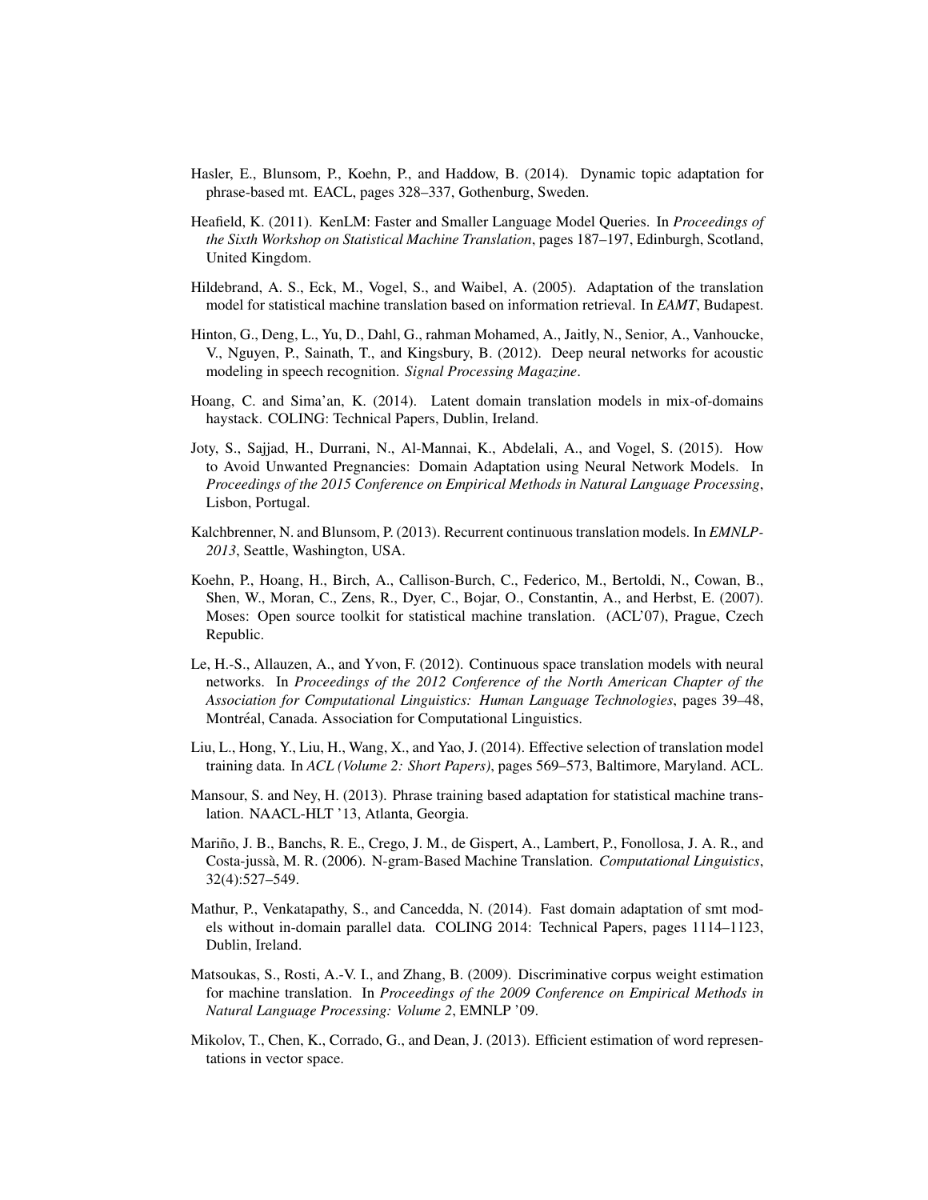Hasler, E., Blunsom, P., Koehn, P., and Haddow, B. (2014). Dynamic topic adaptation for phrase-based mt. EACL, pages 328–337, Gothenburg, Sweden.

Heafield, K. (2011). KenLM: Faster and Smaller Language Model Queries. In *Proceedings of the Sixth Workshop on Statistical Machine Translation*, pages 187–197, Edinburgh, Scotland, United Kingdom.

Hildebrand, A. S., Eck, M., Vogel, S., and Waibel, A. (2005). Adaptation of the translation model for statistical machine translation based on information retrieval. In *EAMT*, Budapest.

Hinton, G., Deng, L., Yu, D., Dahl, G., rahman Mohamed, A., Jaitly, N., Senior, A., Vanhoucke, V., Nguyen, P., Sainath, T., and Kingsbury, B. (2012). Deep neural networks for acoustic modeling in speech recognition. *Signal Processing Magazine*.

Hoang, C. and Sima'an, K. (2014). Latent domain translation models in mix-of-domains haystack. COLING: Technical Papers, Dublin, Ireland.

Joty, S., Sajjad, H., Durrani, N., Al-Mannai, K., Abdelali, A., and Vogel, S. (2015). How to Avoid Unwanted Pregnancies: Domain Adaptation using Neural Network Models. In *Proceedings of the 2015 Conference on Empirical Methods in Natural Language Processing*, Lisbon, Portugal.

Kalchbrenner, N. and Blunsom, P. (2013). Recurrent continuous translation models. In *EMNLP-2013*, Seattle, Washington, USA.

Koehn, P., Hoang, H., Birch, A., Callison-Burch, C., Federico, M., Bertoldi, N., Cowan, B., Shen, W., Moran, C., Zens, R., Dyer, C., Bojar, O., Constantin, A., and Herbst, E. (2007). Moses: Open source toolkit for statistical machine translation. (ACL'07), Prague, Czech Republic.

Le, H.-S., Allauzen, A., and Yvon, F. (2012). Continuous space translation models with neural networks. In *Proceedings of the 2012 Conference of the North American Chapter of the Association for Computational Linguistics: Human Language Technologies*, pages 39–48, Montréal, Canada. Association for Computational Linguistics.

Liu, L., Hong, Y., Liu, H., Wang, X., and Yao, J. (2014). Effective selection of translation model training data. In *ACL (Volume 2: Short Papers)*, pages 569–573, Baltimore, Maryland. ACL.

Mansour, S. and Ney, H. (2013). Phrase training based adaptation for statistical machine translation. NAACL-HLT '13, Atlanta, Georgia.

Mariño, J. B., Banchs, R. E., Crego, J. M., de Gispert, A., Lambert, P., Fonollosa, J. A. R., and Costa-jussà, M. R. (2006). N-gram-Based Machine Translation. *Computational Linguistics*, 32(4):527–549.

Mathur, P., Venkatapathy, S., and Cancedda, N. (2014). Fast domain adaptation of smt models without in-domain parallel data. COLING 2014: Technical Papers, pages 1114–1123, Dublin, Ireland.

Matsoukas, S., Rosti, A.-V. I., and Zhang, B. (2009). Discriminative corpus weight estimation for machine translation. In *Proceedings of the 2009 Conference on Empirical Methods in Natural Language Processing: Volume 2*, EMNLP '09.

Mikolov, T., Chen, K., Corrado, G., and Dean, J. (2013). Efficient estimation of word representations in vector space.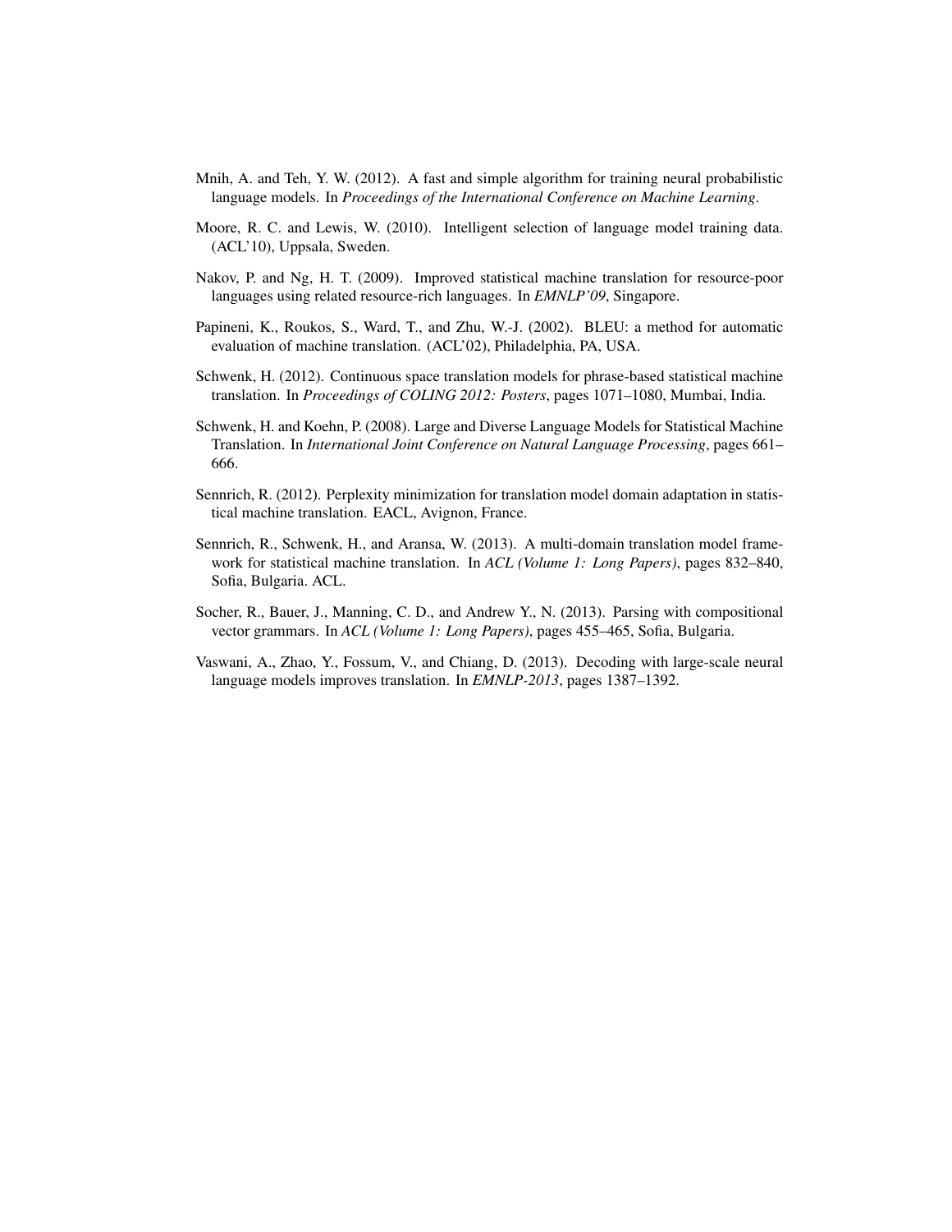Mnih, A. and Teh, Y. W. (2012). A fast and simple algorithm for training neural probabilistic language models. In *Proceedings of the International Conference on Machine Learning*.

Moore, R. C. and Lewis, W. (2010). Intelligent selection of language model training data. (ACL'10), Uppsala, Sweden.

Nakov, P. and Ng, H. T. (2009). Improved statistical machine translation for resource-poor languages using related resource-rich languages. In *EMNLP'09*, Singapore.

Papineni, K., Roukos, S., Ward, T., and Zhu, W.-J. (2002). BLEU: a method for automatic evaluation of machine translation. (ACL'02), Philadelphia, PA, USA.

Schwenk, H. (2012). Continuous space translation models for phrase-based statistical machine translation. In *Proceedings of COLING 2012: Posters*, pages 1071–1080, Mumbai, India.

Schwenk, H. and Koehn, P. (2008). Large and Diverse Language Models for Statistical Machine Translation. In *International Joint Conference on Natural Language Processing*, pages 661–666.

Sennrich, R. (2012). Perplexity minimization for translation model domain adaptation in statistical machine translation. EACL, Avignon, France.

Sennrich, R., Schwenk, H., and Aransa, W. (2013). A multi-domain translation model framework for statistical machine translation. In *ACL (Volume 1: Long Papers)*, pages 832–840, Sofia, Bulgaria. ACL.

Socher, R., Bauer, J., Manning, C. D., and Andrew Y., N. (2013). Parsing with compositional vector grammars. In *ACL (Volume 1: Long Papers)*, pages 455–465, Sofia, Bulgaria.

Vaswani, A., Zhao, Y., Fossum, V., and Chiang, D. (2013). Decoding with large-scale neural language models improves translation. In *EMNLP-2013*, pages 1387–1392.